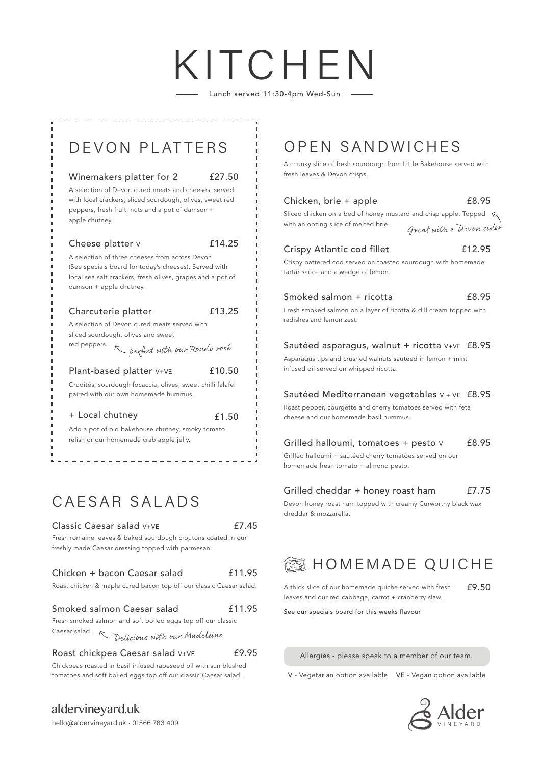# KITCHEN

Lunch served 11:30-4pm Wed-Sun

## DEVON PLATTERS

### Winemakers platter for 2 — £27.50

A selection of Devon cured meats and cheeses, served with local crackers, sliced sourdough, olives, sweet red peppers, fresh fruit, nuts and a pot of damson + apple chutney.

### Cheese platter V — £14.25

A selection of three cheeses from across Devon (See specials board for today's cheeses). Served with local sea salt crackers, fresh olives, grapes and a pot of damson + apple chutney.

### Charcuterie platter — £13.25

A selection of Devon cured meats served with sliced sourdough, olives and sweet red peppers. *← perfect with our Rondo rosé*

### Plant-based platter V+VE — £10.50

Crudités, sourdough focaccia, olives, sweet chilli falafel paired with our own homemade hummus.

### + Local chutney — £1.50

Add a pot of old bakehouse chutney, smoky tomato relish or our homemade crab apple jelly.

## CAESAR SALADS

### Classic Caesar salad V+VE — £7.45

Fresh romaine leaves & baked sourdough croutons coated in our freshly made Caesar dressing topped with parmesan.

### Chicken + bacon Caesar salad — £11.95

Roast chicken & maple cured bacon top off our classic Caesar salad.

### Smoked salmon Caesar salad — £11.95

Fresh smoked salmon and soft boiled eggs top off our classic Caesar salad. *← Delicious with our Madeleine*

### Roast chickpea Caesar salad V+VE — £9.95

Chickpeas roasted in basil infused rapeseed oil with sun blushed tomatoes and soft boiled eggs top off our classic Caesar salad.

## OPEN SANDWICHES

A chunky slice of fresh sourdough from Little Bakehouse served with fresh leaves & Devon crisps.

### Chicken, brie + apple — £8.95

Sliced chicken on a bed of honey mustard and crisp apple. Topped with an oozing slice of melted brie. *← Great with a Devon cider*

### Crispy Atlantic cod fillet — £12.95

Crispy battered cod served on toasted sourdough with homemade tartar sauce and a wedge of lemon.

### Smoked salmon + ricotta — £8.95

Fresh smoked salmon on a layer of ricotta & dill cream topped with radishes and lemon zest.

### Sautéed asparagus, walnut + ricotta V+VE — £8.95

Asparagus tips and crushed walnuts sautéed in lemon + mint infused oil served on whipped ricotta.

### Sautéed Mediterranean vegetables V + VE — £8.95

Roast pepper, courgette and cherry tomatoes served with feta cheese and our homemade basil hummus.

### Grilled halloumi, tomatoes + pesto V — £8.95

Grilled halloumi + sautéed cherry tomatoes served on our homemade fresh tomato + almond pesto.

### Grilled cheddar + honey roast ham — £7.75

Devon honey roast ham topped with creamy Curworthy black wax cheddar & mozzarella.

## HOMEMADE QUICHE

A thick slice of our homemade quiche served with fresh leaves and our red cabbage, carrot + cranberry slaw. — £9.50

See our specials board for this weeks flavour

Allergies - please speak to a member of our team.

V - Vegetarian option available  VE - Vegan option available

aldervineyard.uk

hello@aldervineyard.uk · 01566 783 409

Alder VINEYARD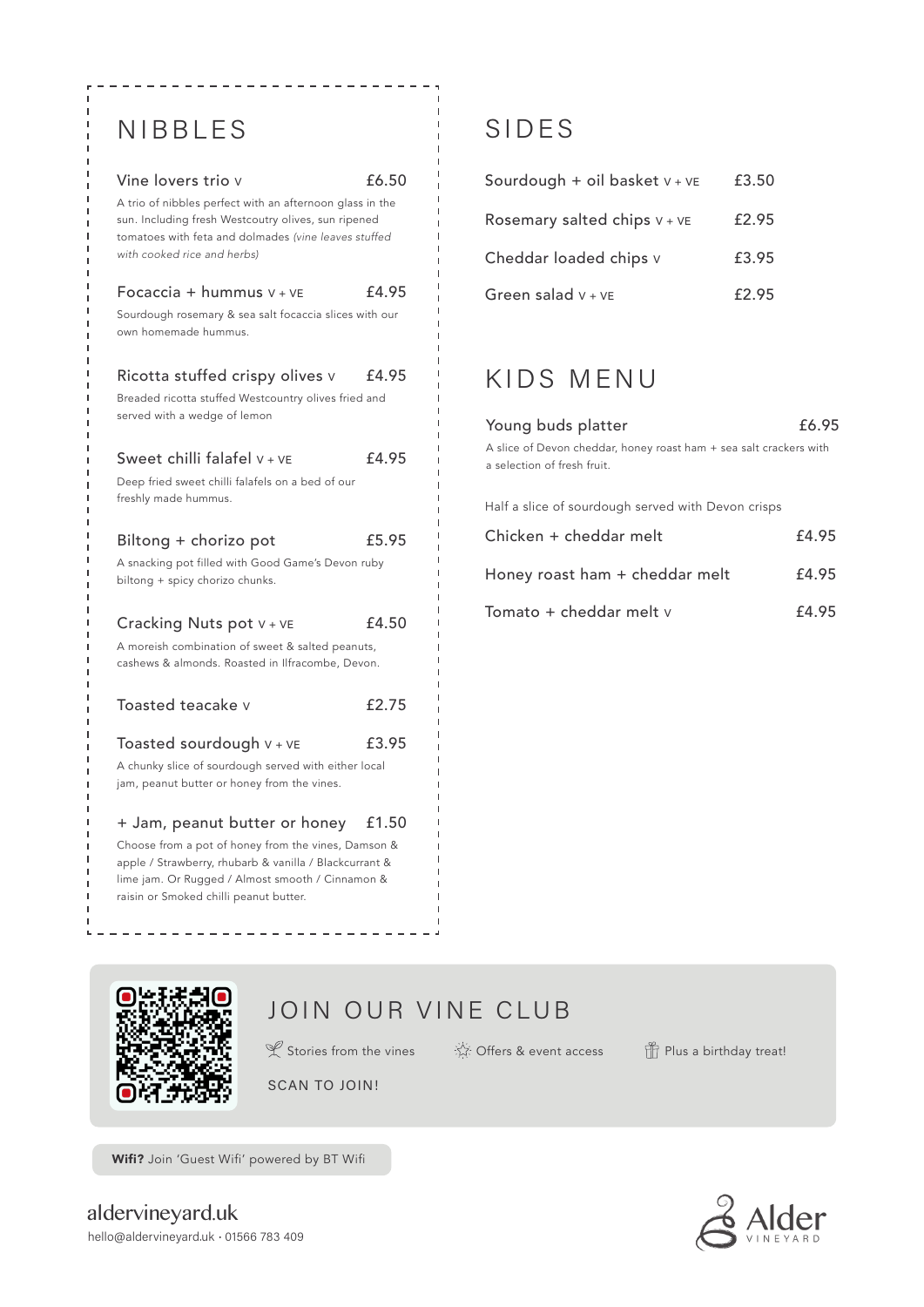# NIBBLES

**Vine lovers trio** V — £6.50

A trio of nibbles perfect with an afternoon glass in the sun. Including fresh Westcoutry olives, sun ripened tomatoes with feta and dolmades *(vine leaves stuffed with cooked rice and herbs)*

**Focaccia + hummus** V + VE — £4.95

Sourdough rosemary & sea salt focaccia slices with our own homemade hummus.

**Ricotta stuffed crispy olives** V — £4.95

Breaded ricotta stuffed Westcountry olives fried and served with a wedge of lemon

**Sweet chilli falafel** V + VE — £4.95

Deep fried sweet chilli falafels on a bed of our freshly made hummus.

**Biltong + chorizo pot** — £5.95

A snacking pot filled with Good Game's Devon ruby biltong + spicy chorizo chunks.

**Cracking Nuts pot** V + VE — £4.50

A moreish combination of sweet & salted peanuts, cashews & almonds. Roasted in Ilfracombe, Devon.

**Toasted teacake** V — £2.75

**Toasted sourdough** V + VE — £3.95

A chunky slice of sourdough served with either local jam, peanut butter or honey from the vines.

**+ Jam, peanut butter or honey** — £1.50

Choose from a pot of honey from the vines, Damson & apple / Strawberry, rhubarb & vanilla / Blackcurrant & lime jam. Or Rugged / Almost smooth / Cinnamon & raisin or Smoked chilli peanut butter.

# SIDES

| | |
|---|---|
| Sourdough + oil basket V + VE | £3.50 |
| Rosemary salted chips V + VE | £2.95 |
| Cheddar loaded chips V | £3.95 |
| Green salad V + VE | £2.95 |

# KIDS MENU

**Young buds platter** — £6.95

A slice of Devon cheddar, honey roast ham + sea salt crackers with a selection of fresh fruit.

Half a slice of sourdough served with Devon crisps

| | |
|---|---|
| Chicken + cheddar melt | £4.95 |
| Honey roast ham + cheddar melt | £4.95 |
| Tomato + cheddar melt V | £4.95 |

## JOIN OUR VINE CLUB

Stories from the vines · Offers & event access · Plus a birthday treat!

SCAN TO JOIN!

**Wifi?** Join 'Guest Wifi' powered by BT Wifi

aldervineyard.uk

hello@aldervineyard.uk · 01566 783 409

Alder VINEYARD